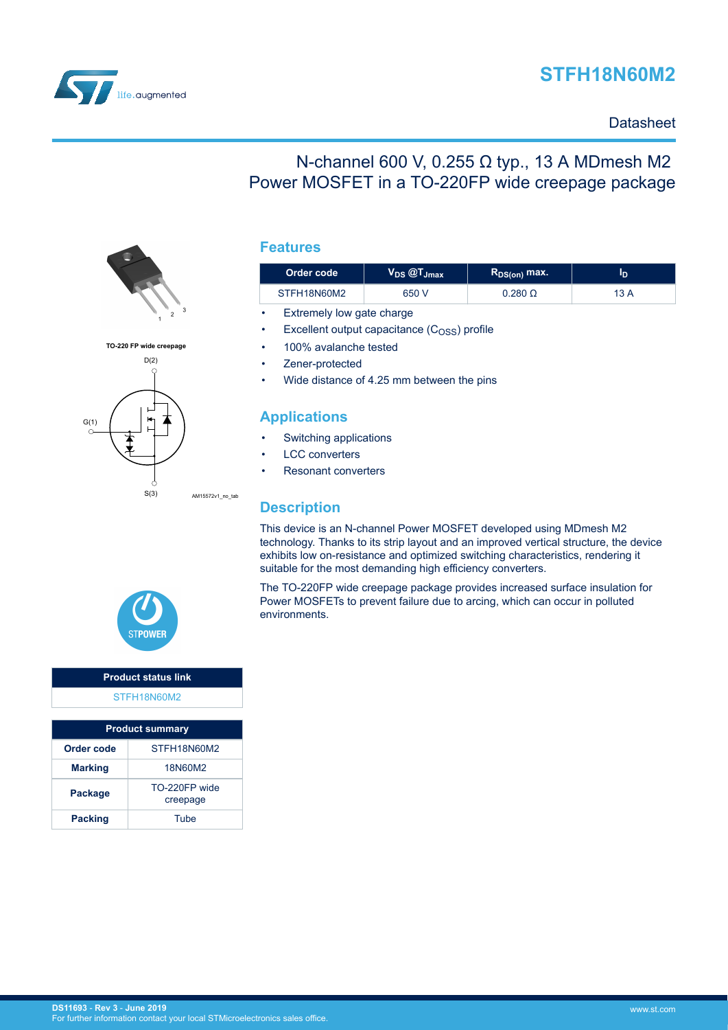# STFH18N60M2

Datasheet

## N-channel 600 V, 0.255 Ω typ., 13 A MDmesh M2 Power MOSFET in a TO-220FP wide creepage package

TO-220 FP wide creepage

D(2)

G(1)

S(3)

AM15572v1_no_tab

## Features

| Order code | $V_{DS}$ @$T_{Jmax}$ | $R_{DS(on)}$ max. | $I_D$ |
|---|---|---|---|
| STFH18N60M2 | 650 V | 0.280 Ω | 13 A |

- Extremely low gate charge
- Excellent output capacitance ($C_{OSS}$) profile
- 100% avalanche tested
- Zener-protected
- Wide distance of 4.25 mm between the pins

## Applications

- Switching applications
- LCC converters
- Resonant converters

## Description

This device is an N-channel Power MOSFET developed using MDmesh M2 technology. Thanks to its strip layout and an improved vertical structure, the device exhibits low on-resistance and optimized switching characteristics, rendering it suitable for the most demanding high efficiency converters.

The TO-220FP wide creepage package provides increased surface insulation for Power MOSFETs to prevent failure due to arcing, which can occur in polluted environments.

| Product status link |
|---|
| STFH18N60M2 |

| Product summary | |
|---|---|
| **Order code** | STFH18N60M2 |
| **Marking** | 18N60M2 |
| **Package** | TO-220FP wide creepage |
| **Packing** | Tube |

DS11693 - Rev 3 - June 2019
For further information contact your local STMicroelectronics sales office.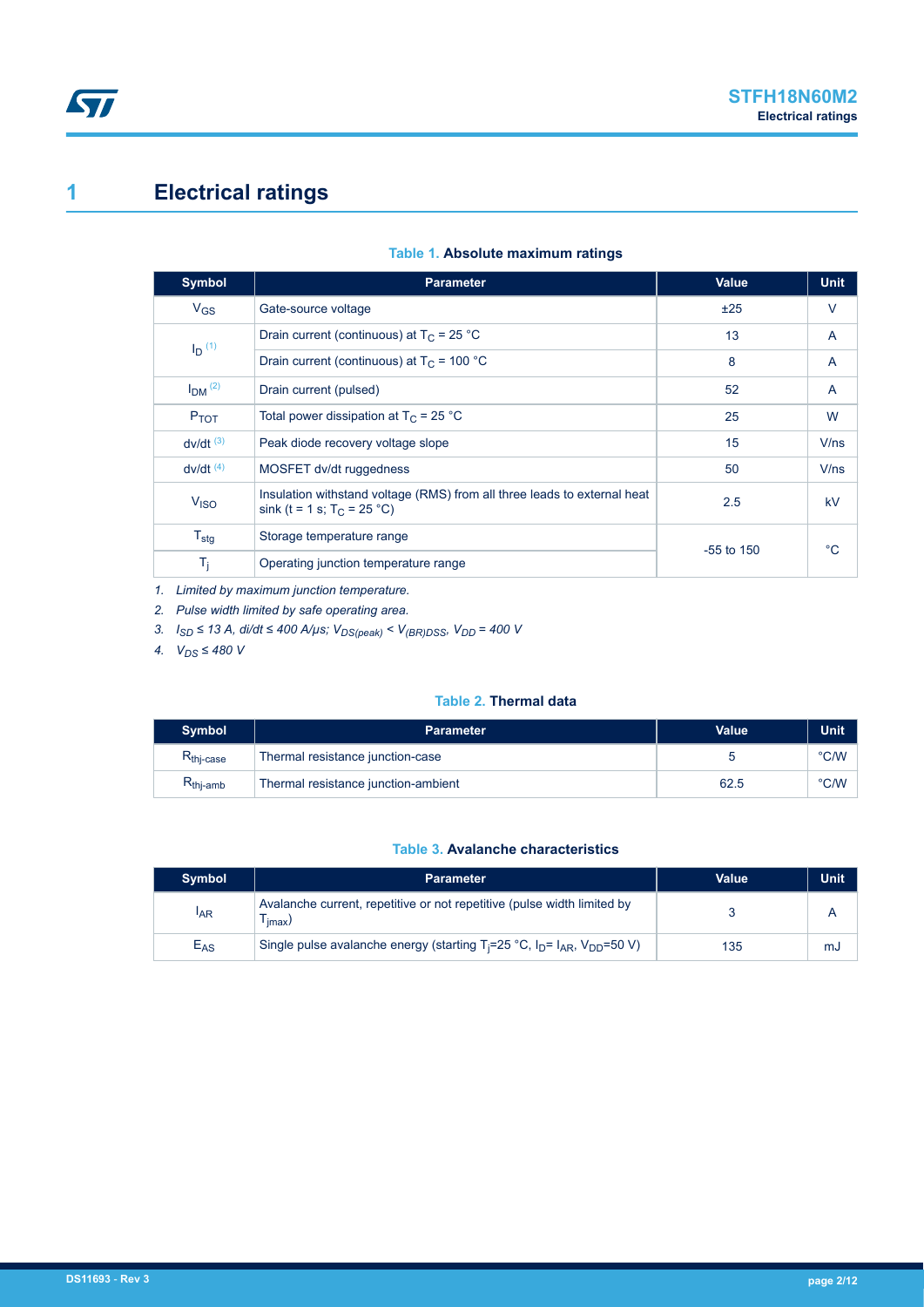# 1 Electrical ratings

**Table 1. Absolute maximum ratings**

| Symbol | Parameter | Value | Unit |
|---|---|---|---|
| $V_{GS}$ | Gate-source voltage | ±25 | V |
| $I_D$ [(1)] | Drain current (continuous) at $T_C$ = 25 °C | 13 | A |
| | Drain current (continuous) at $T_C$ = 100 °C | 8 | A |
| $I_{DM}$ [(2)] | Drain current (pulsed) | 52 | A |
| $P_{TOT}$ | Total power dissipation at $T_C$ = 25 °C | 25 | W |
| dv/dt [(3)] | Peak diode recovery voltage slope | 15 | V/ns |
| dv/dt [(4)] | MOSFET dv/dt ruggedness | 50 | V/ns |
| $V_{ISO}$ | Insulation withstand voltage (RMS) from all three leads to external heat sink (t = 1 s; $T_C$ = 25 °C) | 2.5 | kV |
| $T_{stg}$ | Storage temperature range | -55 to 150 | °C |
| $T_j$ | Operating junction temperature range | | |

1. *Limited by maximum junction temperature.*
2. *Pulse width limited by safe operating area.*
3. *$I_{SD}$ ≤ 13 A, di/dt ≤ 400 A/μs; $V_{DS(peak)}$ < $V_{(BR)DSS}$, $V_{DD}$ = 400 V*
4. *$V_{DS}$ ≤ 480 V*

**Table 2. Thermal data**

| Symbol | Parameter | Value | Unit |
|---|---|---|---|
| $R_{thj-case}$ | Thermal resistance junction-case | 5 | °C/W |
| $R_{thj-amb}$ | Thermal resistance junction-ambient | 62.5 | °C/W |

**Table 3. Avalanche characteristics**

| Symbol | Parameter | Value | Unit |
|---|---|---|---|
| $I_{AR}$ | Avalanche current, repetitive or not repetitive (pulse width limited by $T_{jmax}$) | 3 | A |
| $E_{AS}$ | Single pulse avalanche energy (starting $T_j$=25 °C, $I_D$= $I_{AR}$, $V_{DD}$=50 V) | 135 | mJ |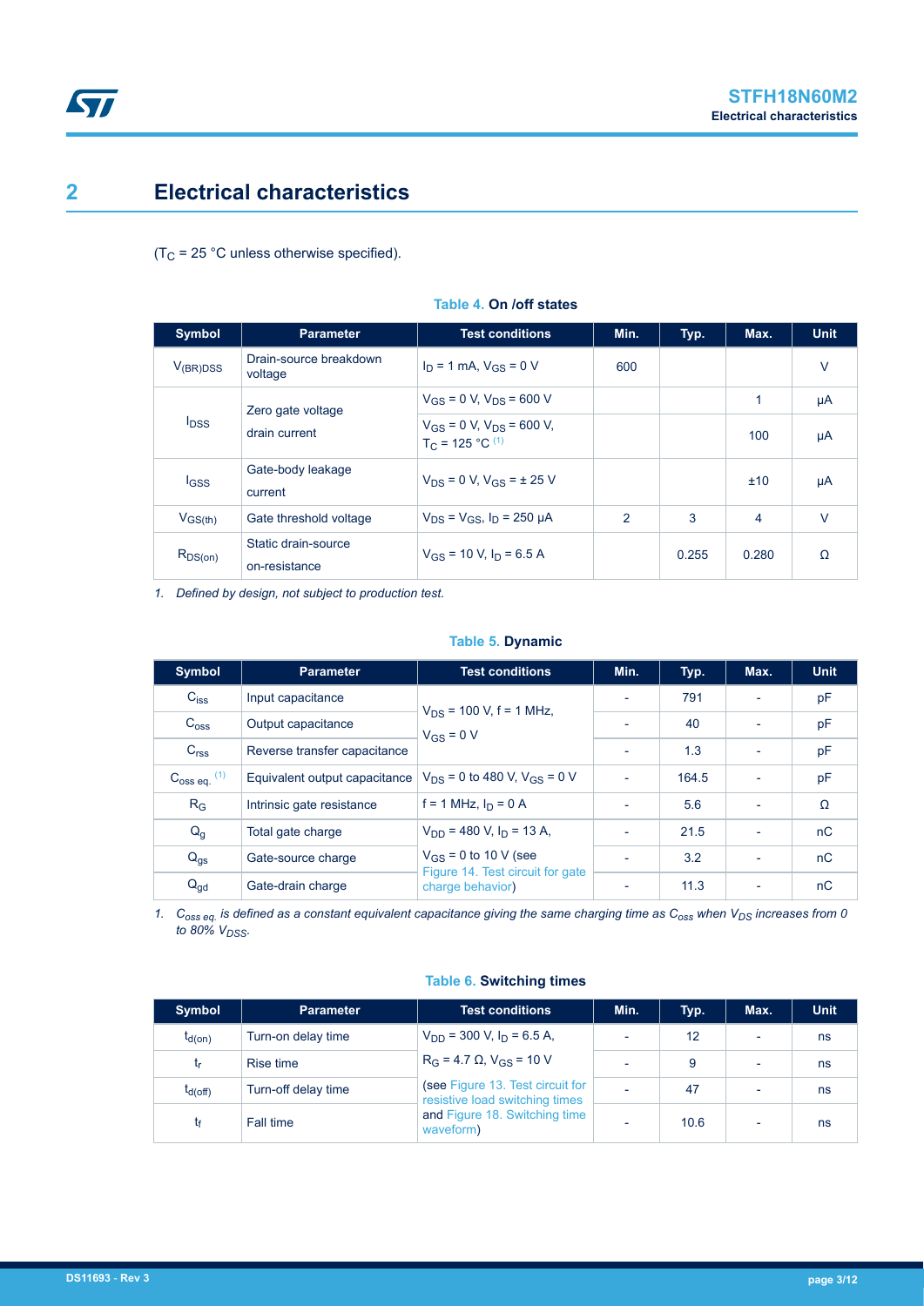# 2 Electrical characteristics

($T_C$ = 25 °C unless otherwise specified).

**Table 4. On /off states**

| Symbol | Parameter | Test conditions | Min. | Typ. | Max. | Unit |
|---|---|---|---|---|---|---|
| $V_{(BR)DSS}$ | Drain-source breakdown voltage | $I_D$ = 1 mA, $V_{GS}$ = 0 V | 600 | | | V |
| $I_{DSS}$ | Zero gate voltage drain current | $V_{GS}$ = 0 V, $V_{DS}$ = 600 V | | | 1 | µA |
| | | $V_{GS}$ = 0 V, $V_{DS}$ = 600 V, $T_C$ = 125 °C [(1)] | | | 100 | µA |
| $I_{GSS}$ | Gate-body leakage current | $V_{DS}$ = 0 V, $V_{GS}$ = ± 25 V | | | ±10 | µA |
| $V_{GS(th)}$ | Gate threshold voltage | $V_{DS}$ = $V_{GS}$, $I_D$ = 250 µA | 2 | 3 | 4 | V |
| $R_{DS(on)}$ | Static drain-source on-resistance | $V_{GS}$ = 10 V, $I_D$ = 6.5 A | | 0.255 | 0.280 | Ω |

1. *Defined by design, not subject to production test.*

**Table 5. Dynamic**

| Symbol | Parameter | Test conditions | Min. | Typ. | Max. | Unit |
|---|---|---|---|---|---|---|
| $C_{iss}$ | Input capacitance | $V_{DS}$ = 100 V, f = 1 MHz, $V_{GS}$ = 0 V | - | 791 | - | pF |
| $C_{oss}$ | Output capacitance | | - | 40 | - | pF |
| $C_{rss}$ | Reverse transfer capacitance | | - | 1.3 | - | pF |
| $C_{oss\ eq.}$ [(1)] | Equivalent output capacitance | $V_{DS}$ = 0 to 480 V, $V_{GS}$ = 0 V | - | 164.5 | - | pF |
| $R_G$ | Intrinsic gate resistance | f = 1 MHz, $I_D$ = 0 A | - | 5.6 | - | Ω |
| $Q_g$ | Total gate charge | $V_{DD}$ = 480 V, $I_D$ = 13 A, $V_{GS}$ = 0 to 10 V (see Figure 14. Test circuit for gate charge behavior) | - | 21.5 | - | nC |
| $Q_{gs}$ | Gate-source charge | | - | 3.2 | - | nC |
| $Q_{gd}$ | Gate-drain charge | | - | 11.3 | - | nC |

1. *$C_{oss\ eq.}$ is defined as a constant equivalent capacitance giving the same charging time as $C_{oss}$ when $V_{DS}$ increases from 0 to 80% $V_{DSS}$.*

**Table 6. Switching times**

| Symbol | Parameter | Test conditions | Min. | Typ. | Max. | Unit |
|---|---|---|---|---|---|---|
| $t_{d(on)}$ | Turn-on delay time | $V_{DD}$ = 300 V, $I_D$ = 6.5 A, $R_G$ = 4.7 Ω, $V_{GS}$ = 10 V (see Figure 13. Test circuit for resistive load switching times and Figure 18. Switching time waveform) | - | 12 | - | ns |
| $t_r$ | Rise time | | - | 9 | - | ns |
| $t_{d(off)}$ | Turn-off delay time | | - | 47 | - | ns |
| $t_f$ | Fall time | | - | 10.6 | - | ns |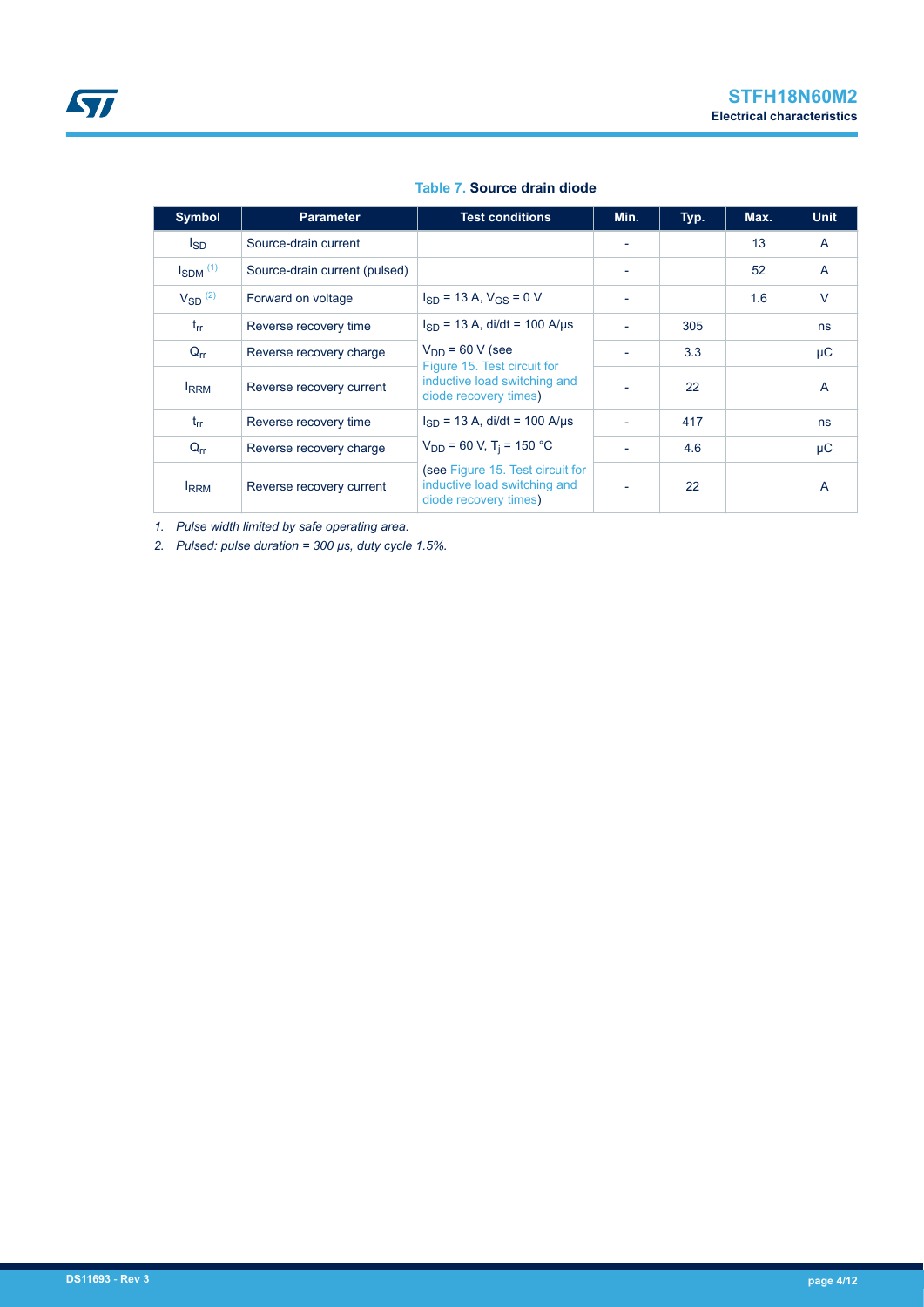**Table 7. Source drain diode**

| Symbol | Parameter | Test conditions | Min. | Typ. | Max. | Unit |
|---|---|---|---|---|---|---|
| $I_{SD}$ | Source-drain current | | - | | 13 | A |
| $I_{SDM}$ [(1)] | Source-drain current (pulsed) | | - | | 52 | A |
| $V_{SD}$ [(2)] | Forward on voltage | $I_{SD}$ = 13 A, $V_{GS}$ = 0 V | - | | 1.6 | V |
| $t_{rr}$ | Reverse recovery time | $I_{SD}$ = 13 A, di/dt = 100 A/µs $V_{DD}$ = 60 V (see Figure 15. Test circuit for inductive load switching and diode recovery times) | - | 305 | | ns |
| $Q_{rr}$ | Reverse recovery charge | | - | 3.3 | | µC |
| $I_{RRM}$ | Reverse recovery current | | - | 22 | | A |
| $t_{rr}$ | Reverse recovery time | $I_{SD}$ = 13 A, di/dt = 100 A/µs $V_{DD}$ = 60 V, $T_j$ = 150 °C (see Figure 15. Test circuit for inductive load switching and diode recovery times) | - | 417 | | ns |
| $Q_{rr}$ | Reverse recovery charge | | - | 4.6 | | µC |
| $I_{RRM}$ | Reverse recovery current | | - | 22 | | A |

1. *Pulse width limited by safe operating area.*
2. *Pulsed: pulse duration = 300 µs, duty cycle 1.5%.*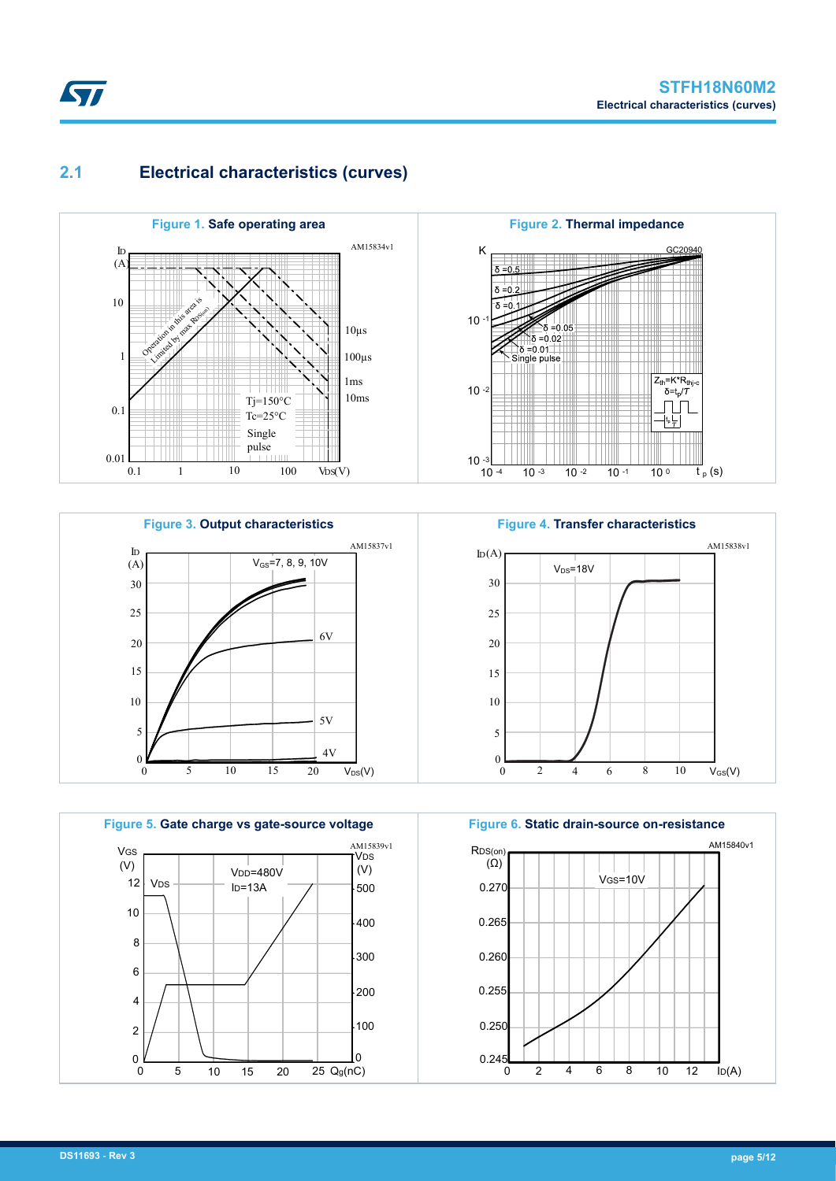## 2.1 Electrical characteristics (curves)

**Figure 1.** Safe operating area

**Figure 2.** Thermal impedance

**Figure 3.** Output characteristics

**Figure 4.** Transfer characteristics

**Figure 5.** Gate charge vs gate-source voltage

**Figure 6.** Static drain-source on-resistance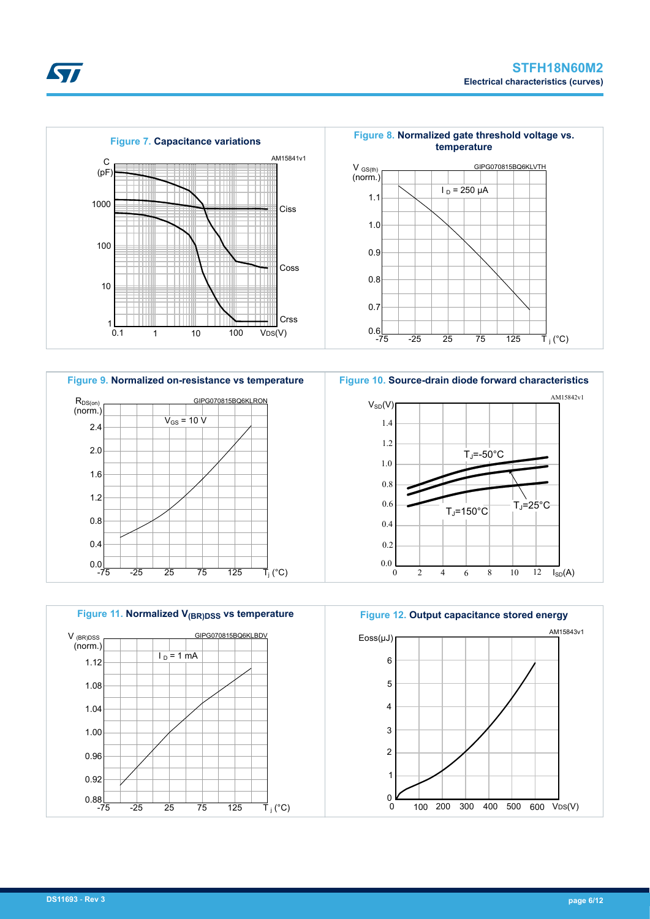Figure 7. Capacitance variations

Figure 8. Normalized gate threshold voltage vs. temperature

Figure 9. Normalized on-resistance vs temperature

Figure 10. Source-drain diode forward characteristics

Figure 11. Normalized $V_{(BR)DSS}$ vs temperature

Figure 12. Output capacitance stored energy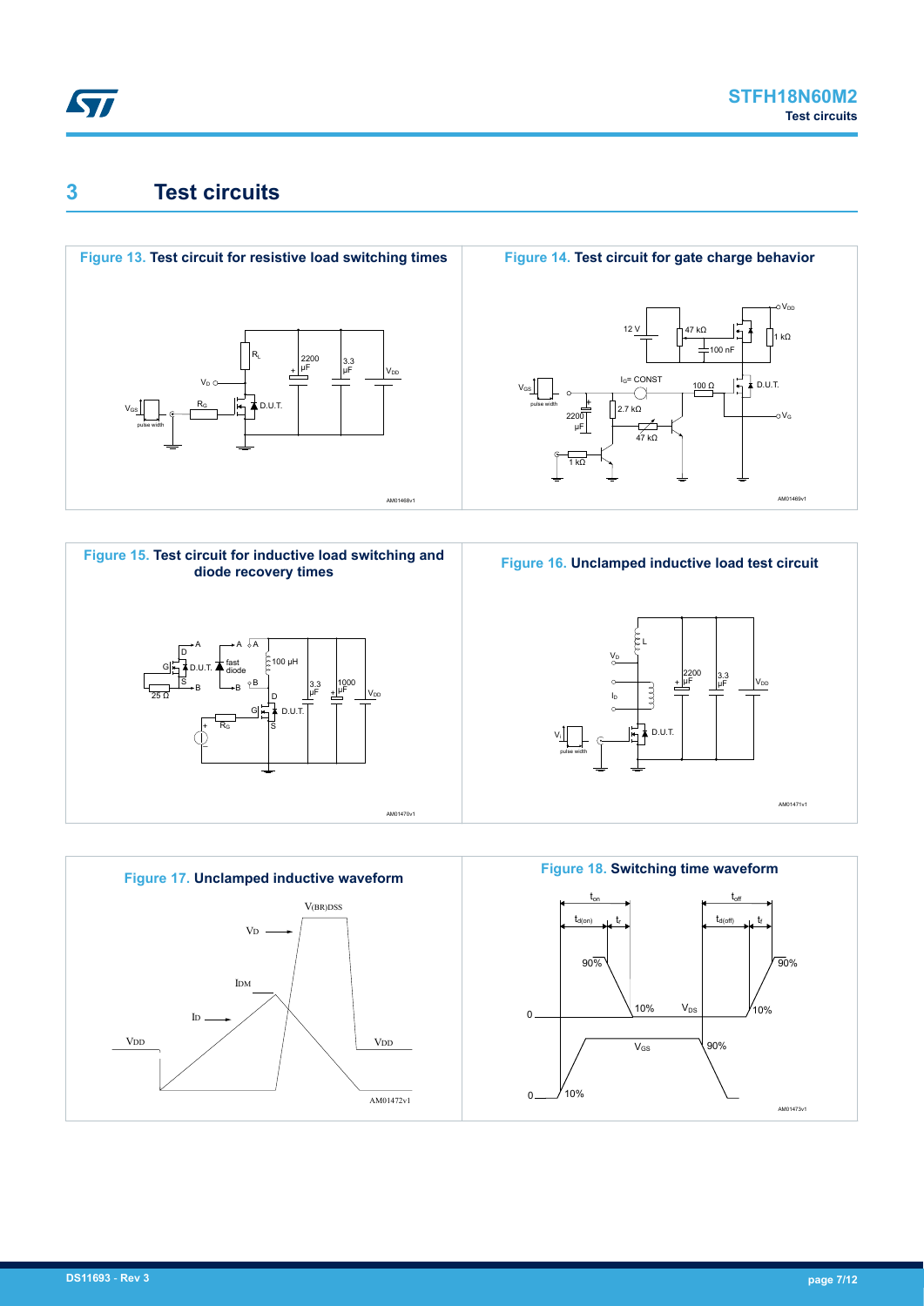# 3 Test circuits

**Figure 13. Test circuit for resistive load switching times**

**Figure 14. Test circuit for gate charge behavior**

**Figure 15. Test circuit for inductive load switching and diode recovery times**

**Figure 16. Unclamped inductive load test circuit**

**Figure 17. Unclamped inductive waveform**

**Figure 18. Switching time waveform**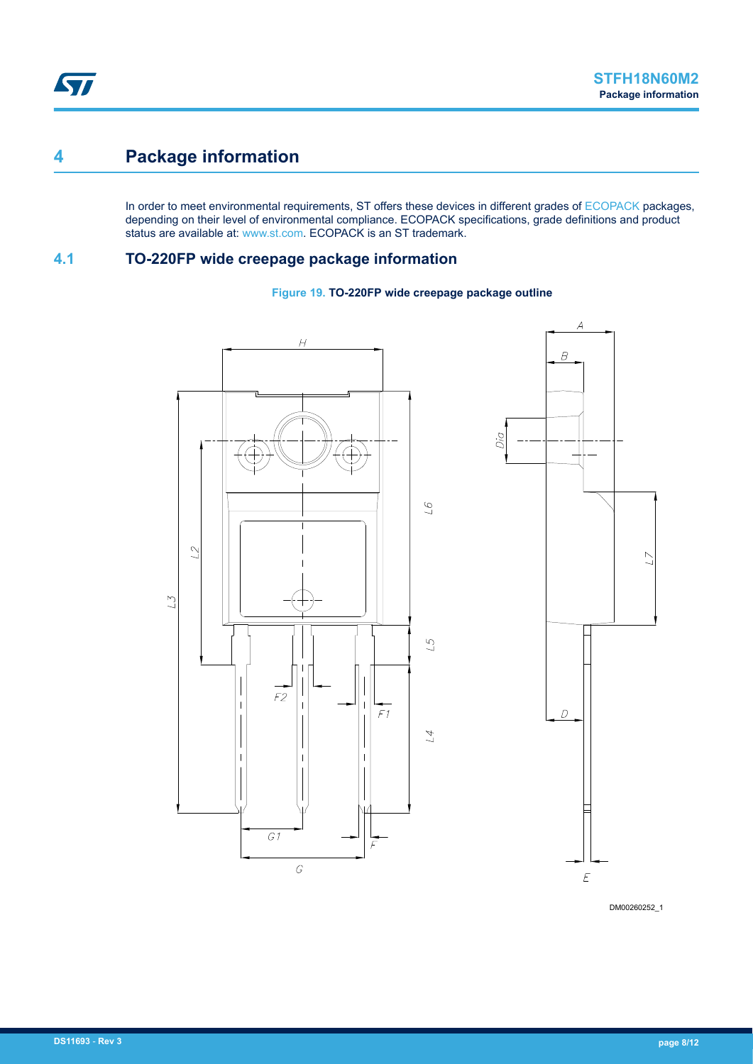# 4 Package information

In order to meet environmental requirements, ST offers these devices in different grades of ECOPACK packages, depending on their level of environmental compliance. ECOPACK specifications, grade definitions and product status are available at: www.st.com. ECOPACK is an ST trademark.

## 4.1 TO-220FP wide creepage package information

**Figure 19. TO-220FP wide creepage package outline**

DM00260252_1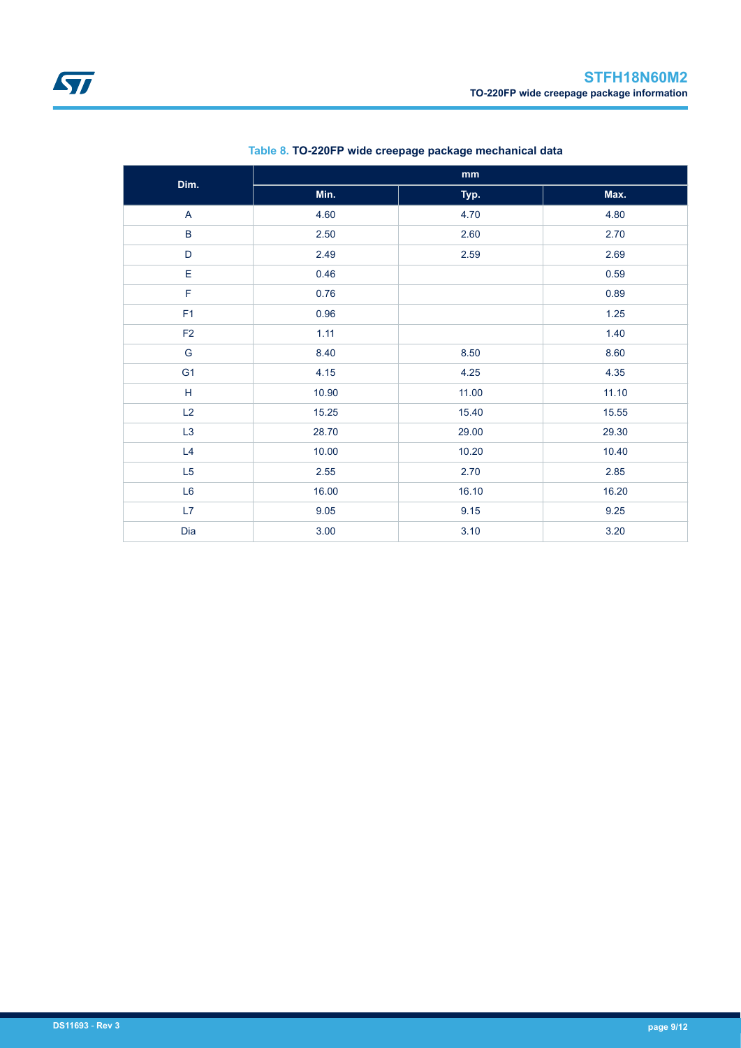Table 8. **TO-220FP wide creepage package mechanical data**

| Dim. | mm | | |
|---|---|---|---|
| | Min. | Typ. | Max. |
| A | 4.60 | 4.70 | 4.80 |
| B | 2.50 | 2.60 | 2.70 |
| D | 2.49 | 2.59 | 2.69 |
| E | 0.46 | | 0.59 |
| F | 0.76 | | 0.89 |
| F1 | 0.96 | | 1.25 |
| F2 | 1.11 | | 1.40 |
| G | 8.40 | 8.50 | 8.60 |
| G1 | 4.15 | 4.25 | 4.35 |
| H | 10.90 | 11.00 | 11.10 |
| L2 | 15.25 | 15.40 | 15.55 |
| L3 | 28.70 | 29.00 | 29.30 |
| L4 | 10.00 | 10.20 | 10.40 |
| L5 | 2.55 | 2.70 | 2.85 |
| L6 | 16.00 | 16.10 | 16.20 |
| L7 | 9.05 | 9.15 | 9.25 |
| Dia | 3.00 | 3.10 | 3.20 |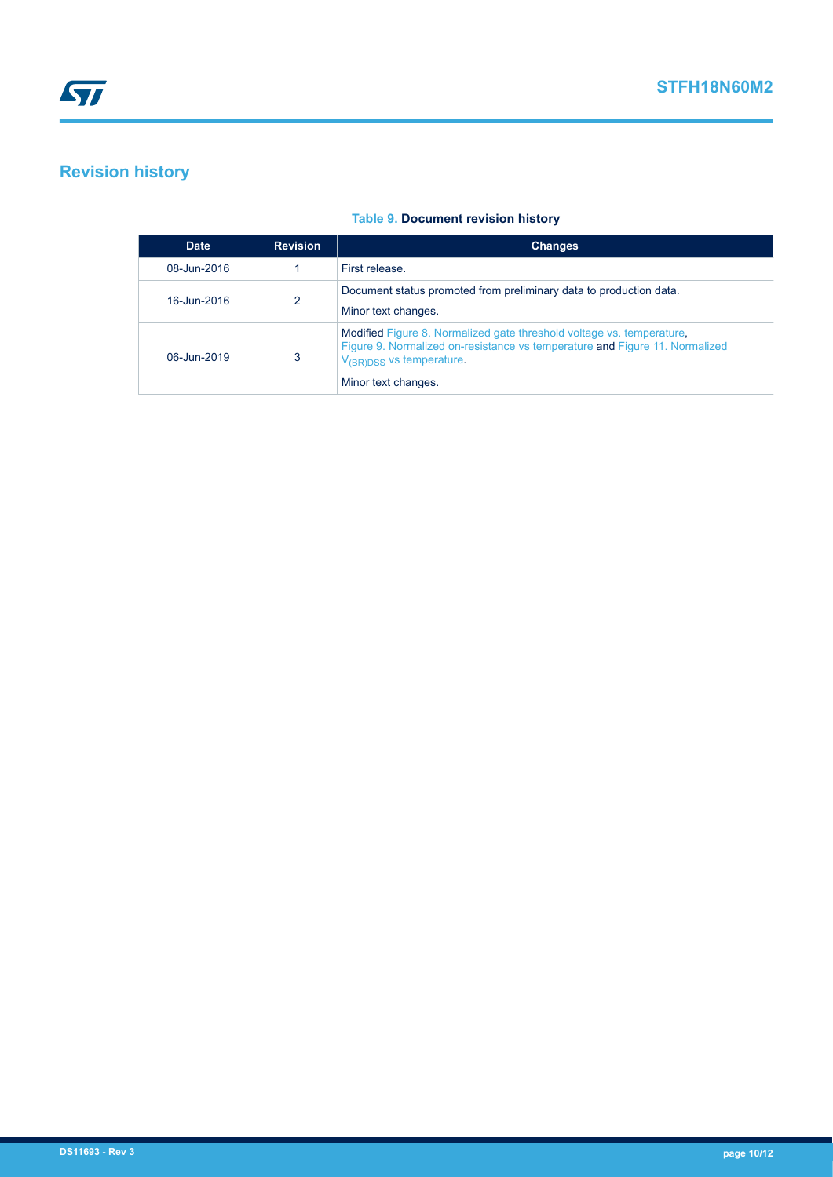# Revision history

**Table 9. Document revision history**

| Date | Revision | Changes |
|---|---|---|
| 08-Jun-2016 | 1 | First release. |
| 16-Jun-2016 | 2 | Document status promoted from preliminary data to production data.<br>Minor text changes. |
| 06-Jun-2019 | 3 | Modified Figure 8. Normalized gate threshold voltage vs. temperature, Figure 9. Normalized on-resistance vs temperature and Figure 11. Normalized $V_{(BR)DSS}$ vs temperature.<br>Minor text changes. |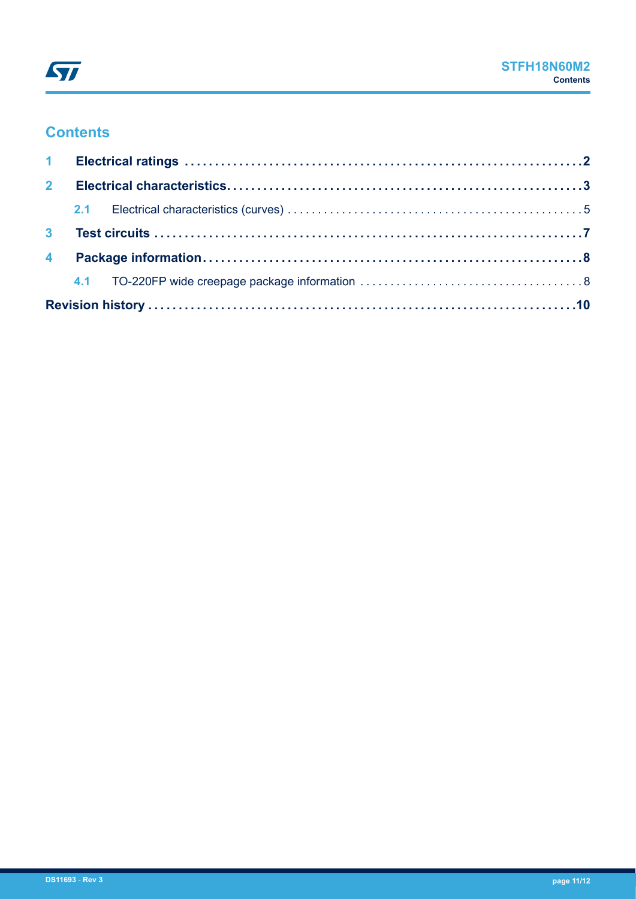# Contents

**1 Electrical ratings** .......... **2**

**2 Electrical characteristics** .......... **3**

2.1 Electrical characteristics (curves) .......... 5

**3 Test circuits** .......... **7**

**4 Package information** .......... **8**

4.1 TO-220FP wide creepage package information .......... 8

**Revision history** .......... **10**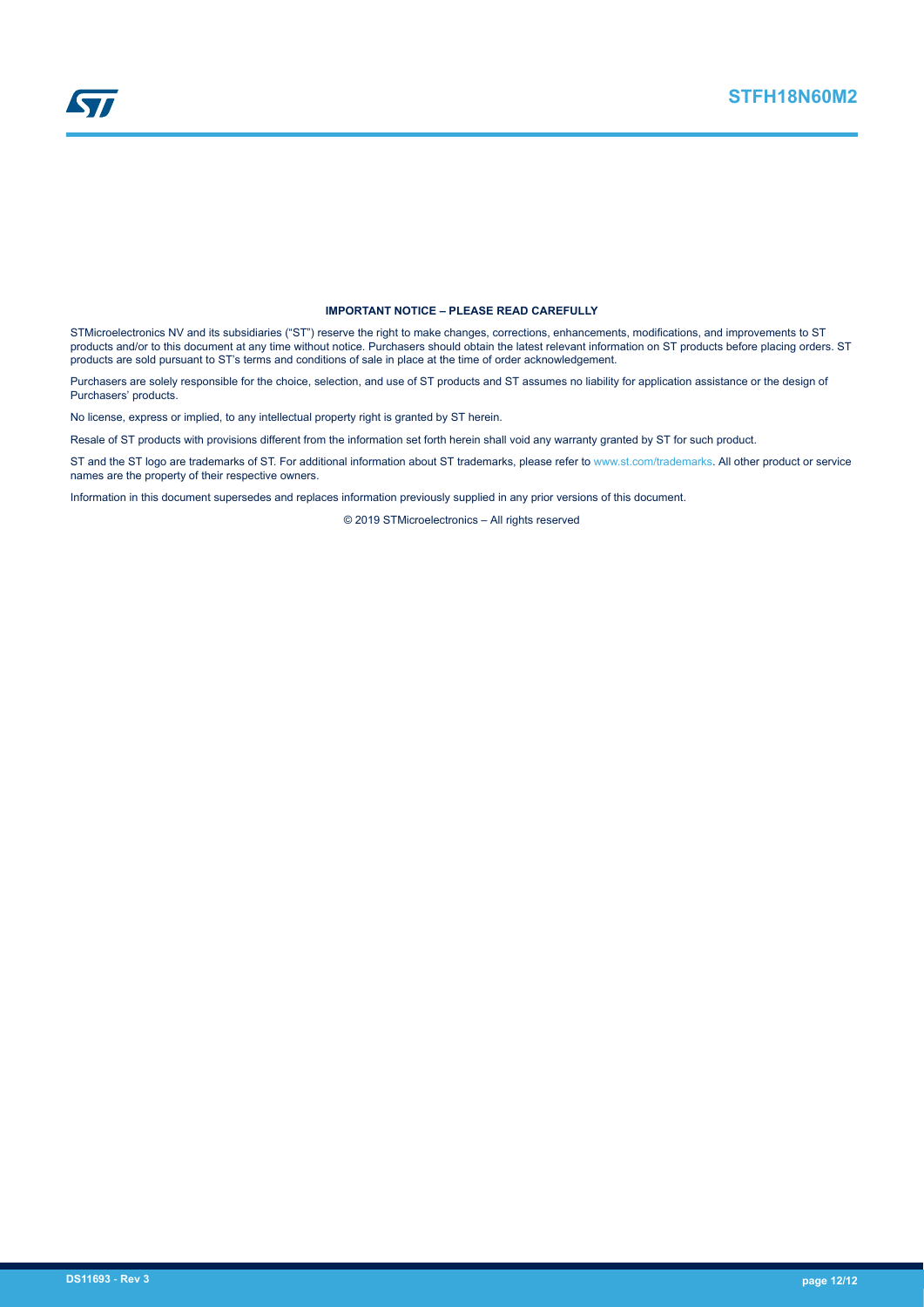**IMPORTANT NOTICE – PLEASE READ CAREFULLY**

STMicroelectronics NV and its subsidiaries ("ST") reserve the right to make changes, corrections, enhancements, modifications, and improvements to ST products and/or to this document at any time without notice. Purchasers should obtain the latest relevant information on ST products before placing orders. ST products are sold pursuant to ST's terms and conditions of sale in place at the time of order acknowledgement.

Purchasers are solely responsible for the choice, selection, and use of ST products and ST assumes no liability for application assistance or the design of Purchasers' products.

No license, express or implied, to any intellectual property right is granted by ST herein.

Resale of ST products with provisions different from the information set forth herein shall void any warranty granted by ST for such product.

ST and the ST logo are trademarks of ST. For additional information about ST trademarks, please refer to www.st.com/trademarks. All other product or service names are the property of their respective owners.

Information in this document supersedes and replaces information previously supplied in any prior versions of this document.

© 2019 STMicroelectronics – All rights reserved